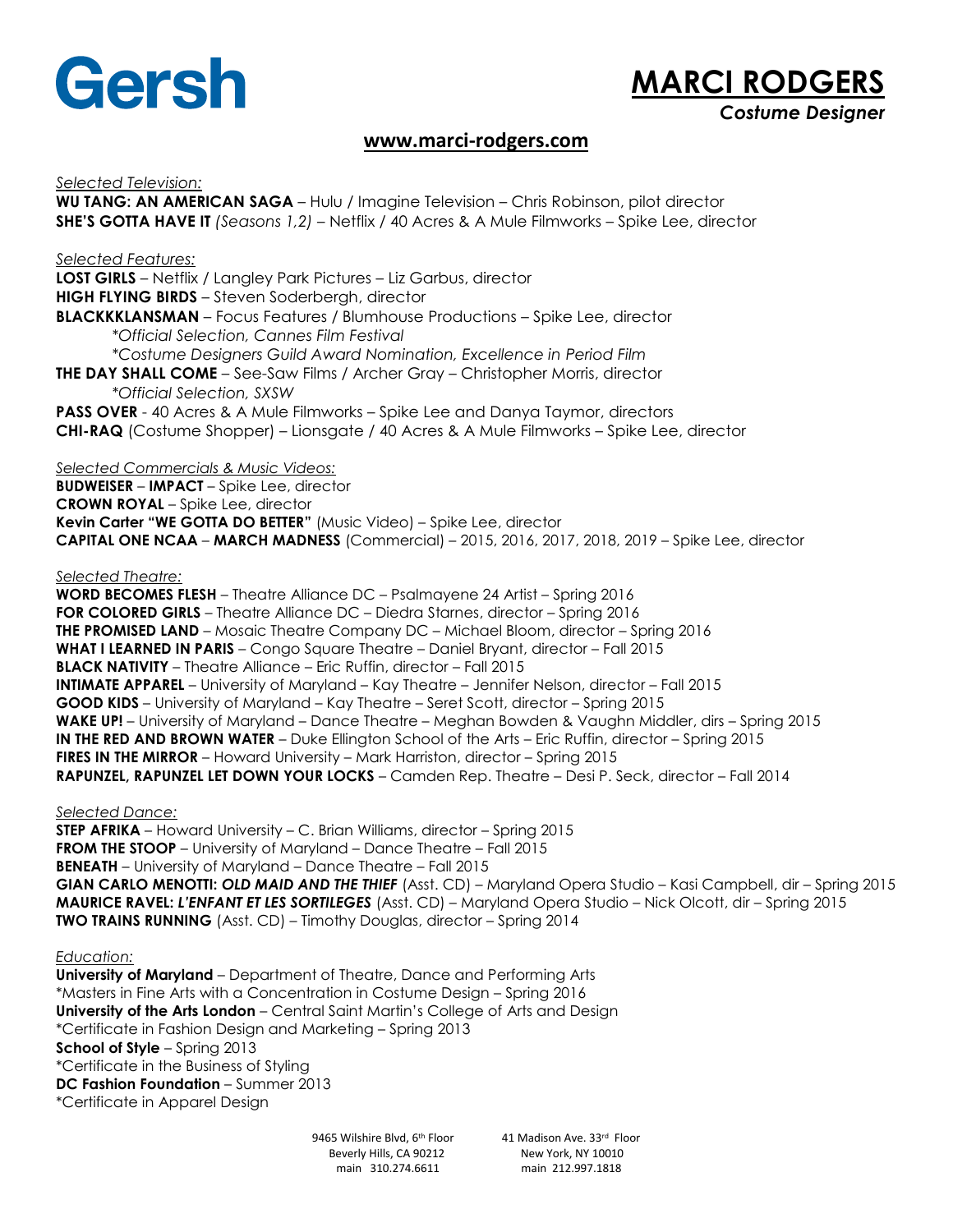Gersh

# MARCI RODGERS

***Costume Designer***

**www.marci-rodgers.com**

*Selected Television:*

**WU TANG: AN AMERICAN SAGA** – Hulu / Imagine Television – Chris Robinson, pilot director
**SHE'S GOTTA HAVE IT** *(Seasons 1,2)* – Netflix / 40 Acres & A Mule Filmworks – Spike Lee, director

*Selected Features:*

**LOST GIRLS** – Netflix / Langley Park Pictures – Liz Garbus, director
**HIGH FLYING BIRDS** – Steven Soderbergh, director
**BLACKKKLANSMAN** – Focus Features / Blumhouse Productions – Spike Lee, director
*\*Official Selection, Cannes Film Festival*
*\*Costume Designers Guild Award Nomination, Excellence in Period Film*
**THE DAY SHALL COME** – See-Saw Films / Archer Gray – Christopher Morris, director
*\*Official Selection, SXSW*
**PASS OVER** - 40 Acres & A Mule Filmworks – Spike Lee and Danya Taymor, directors
**CHI-RAQ** (Costume Shopper) – Lionsgate / 40 Acres & A Mule Filmworks – Spike Lee, director

*Selected Commercials & Music Videos:*

**BUDWEISER** – **IMPACT** – Spike Lee, director
**CROWN ROYAL** – Spike Lee, director
**Kevin Carter "WE GOTTA DO BETTER"** (Music Video) – Spike Lee, director
**CAPITAL ONE NCAA** – **MARCH MADNESS** (Commercial) – 2015, 2016, 2017, 2018, 2019 – Spike Lee, director

*Selected Theatre:*

**WORD BECOMES FLESH** – Theatre Alliance DC – Psalmayene 24 Artist – Spring 2016
**FOR COLORED GIRLS** – Theatre Alliance DC – Diedra Starnes, director – Spring 2016
**THE PROMISED LAND** – Mosaic Theatre Company DC – Michael Bloom, director – Spring 2016
**WHAT I LEARNED IN PARIS** – Congo Square Theatre – Daniel Bryant, director – Fall 2015
**BLACK NATIVITY** – Theatre Alliance – Eric Ruffin, director – Fall 2015
**INTIMATE APPAREL** – University of Maryland – Kay Theatre – Jennifer Nelson, director – Fall 2015
**GOOD KIDS** – University of Maryland – Kay Theatre – Seret Scott, director – Spring 2015
**WAKE UP!** – University of Maryland – Dance Theatre – Meghan Bowden & Vaughn Middler, dirs – Spring 2015
**IN THE RED AND BROWN WATER** – Duke Ellington School of the Arts – Eric Ruffin, director – Spring 2015
**FIRES IN THE MIRROR** – Howard University – Mark Harriston, director – Spring 2015
**RAPUNZEL, RAPUNZEL LET DOWN YOUR LOCKS** – Camden Rep. Theatre – Desi P. Seck, director – Fall 2014

*Selected Dance:*

**STEP AFRIKA** – Howard University – C. Brian Williams, director – Spring 2015
**FROM THE STOOP** – University of Maryland – Dance Theatre – Fall 2015
**BENEATH** – University of Maryland – Dance Theatre – Fall 2015
**GIAN CARLO MENOTTI:** ***OLD MAID AND THE THIEF*** (Asst. CD) – Maryland Opera Studio – Kasi Campbell, dir – Spring 2015
**MAURICE RAVEL:** ***L'ENFANT ET LES SORTILEGES*** (Asst. CD) – Maryland Opera Studio – Nick Olcott, dir – Spring 2015
**TWO TRAINS RUNNING** (Asst. CD) – Timothy Douglas, director – Spring 2014

*Education:*

**University of Maryland** – Department of Theatre, Dance and Performing Arts
\*Masters in Fine Arts with a Concentration in Costume Design – Spring 2016
**University of the Arts London** – Central Saint Martin's College of Arts and Design
\*Certificate in Fashion Design and Marketing – Spring 2013
**School of Style** – Spring 2013
\*Certificate in the Business of Styling
**DC Fashion Foundation** – Summer 2013
\*Certificate in Apparel Design

9465 Wilshire Blvd, 6th Floor
Beverly Hills, CA 90212
main 310.274.6611

41 Madison Ave. 33rd Floor
New York, NY 10010
main 212.997.1818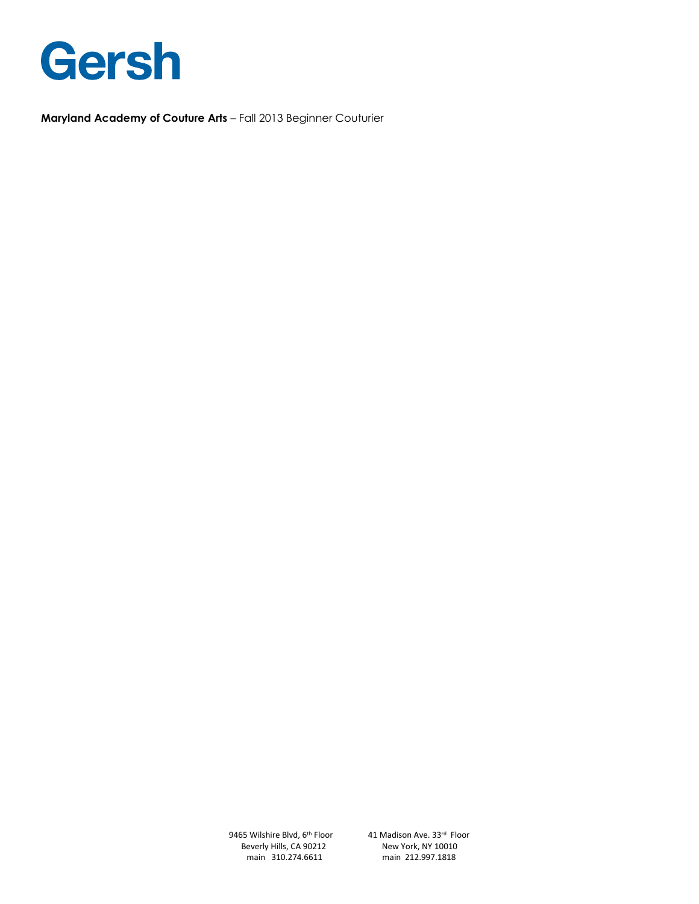# Gersh

**Maryland Academy of Couture Arts** – Fall 2013 Beginner Couturier

9465 Wilshire Blvd, 6th Floor
Beverly Hills, CA 90212
main 310.274.6611

41 Madison Ave. 33rd Floor
New York, NY 10010
main 212.997.1818